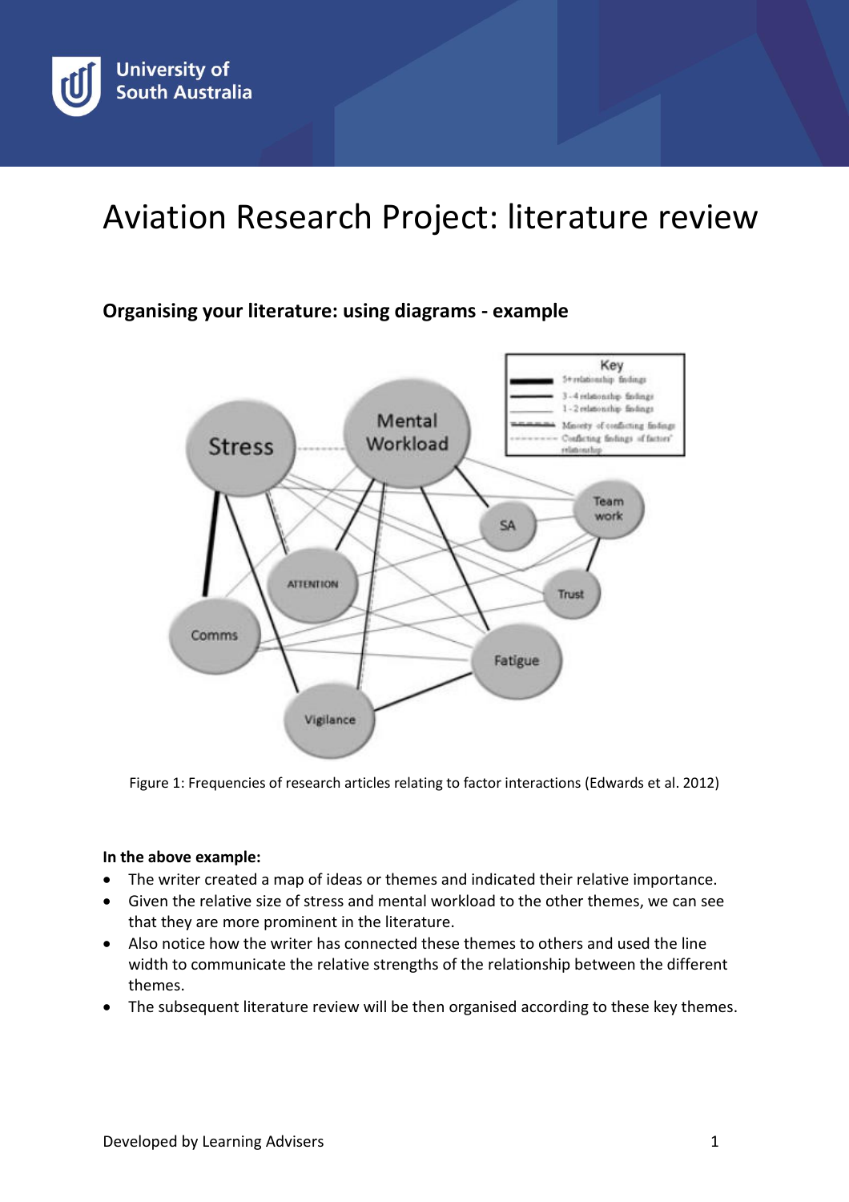# Aviation Research Project: literature review

## Organising your literature: using diagrams - example

Figure 1: Frequencies of research articles relating to factor interactions (Edwards et al. 2012)

**In the above example:**

- The writer created a map of ideas or themes and indicated their relative importance.
- Given the relative size of stress and mental workload to the other themes, we can see that they are more prominent in the literature.
- Also notice how the writer has connected these themes to others and used the line width to communicate the relative strengths of the relationship between the different themes.
- The subsequent literature review will be then organised according to these key themes.

Developed by Learning Advisers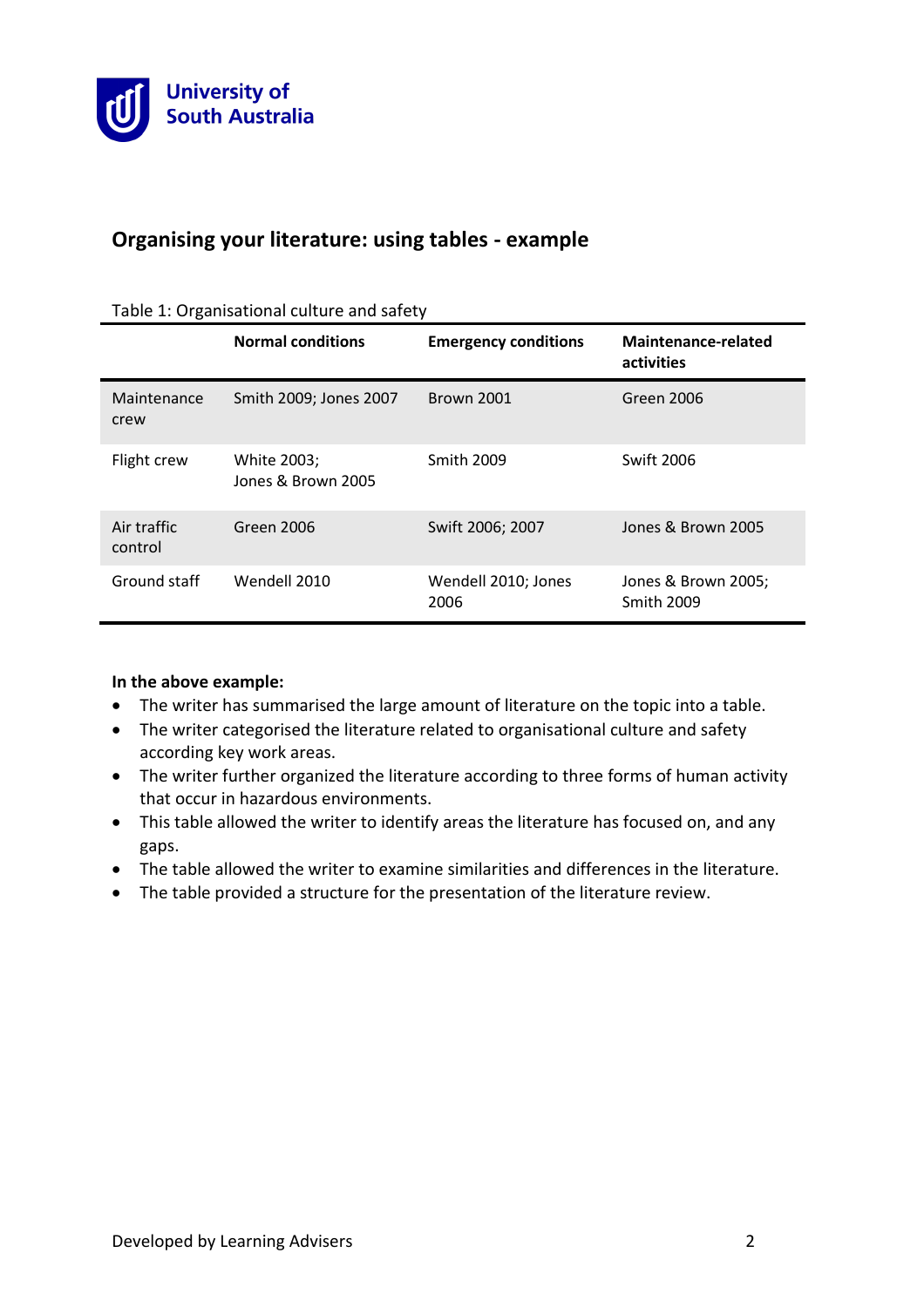## Organising your literature: using tables - example

Table 1: Organisational culture and safety

| | Normal conditions | Emergency conditions | Maintenance-related activities |
|---|---|---|---|
| Maintenance crew | Smith 2009; Jones 2007 | Brown 2001 | Green 2006 |
| Flight crew | White 2003; Jones & Brown 2005 | Smith 2009 | Swift 2006 |
| Air traffic control | Green 2006 | Swift 2006; 2007 | Jones & Brown 2005 |
| Ground staff | Wendell 2010 | Wendell 2010; Jones 2006 | Jones & Brown 2005; Smith 2009 |

**In the above example:**

- The writer has summarised the large amount of literature on the topic into a table.
- The writer categorised the literature related to organisational culture and safety according key work areas.
- The writer further organized the literature according to three forms of human activity that occur in hazardous environments.
- This table allowed the writer to identify areas the literature has focused on, and any gaps.
- The table allowed the writer to examine similarities and differences in the literature.
- The table provided a structure for the presentation of the literature review.

Developed by Learning Advisers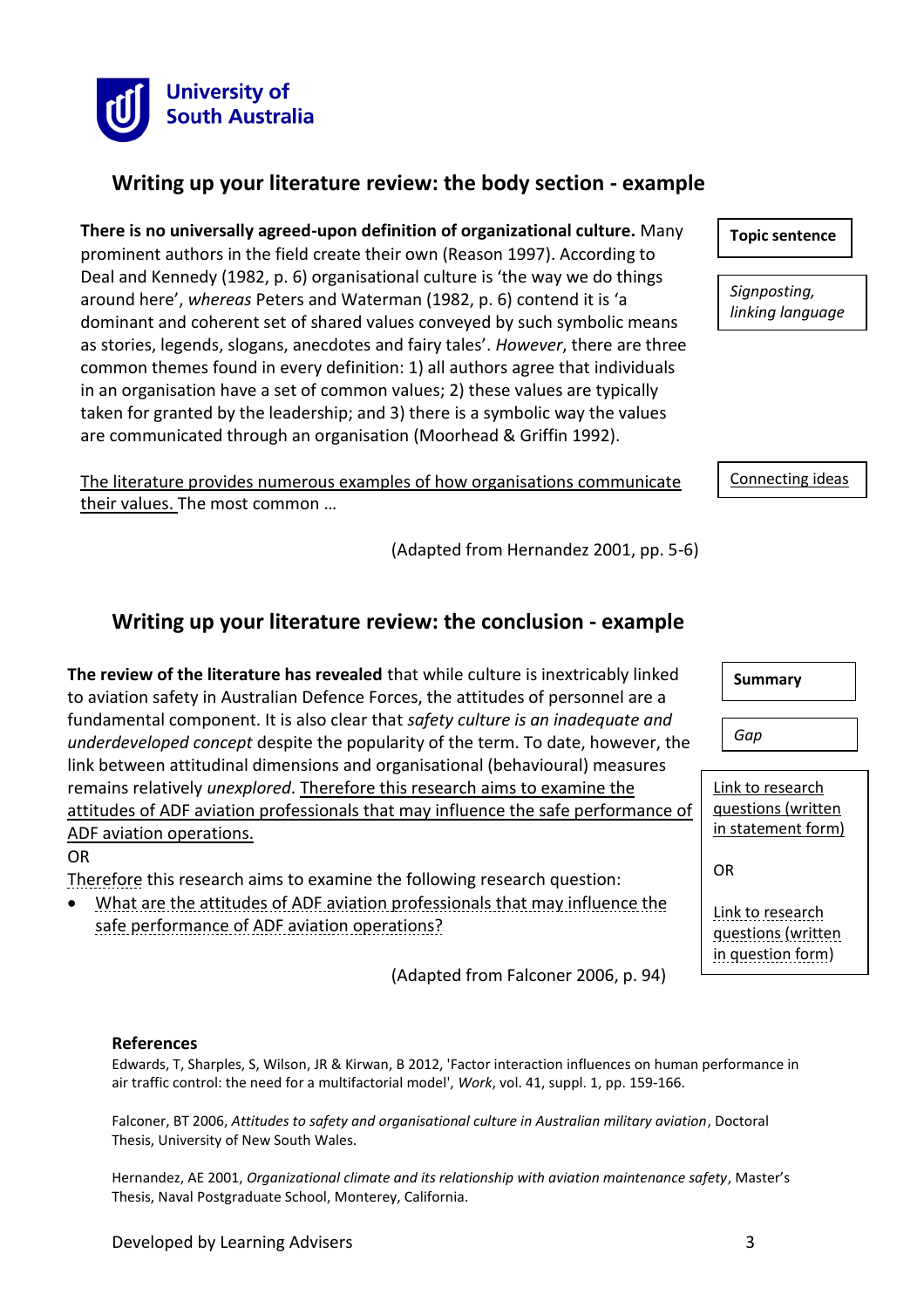University of South Australia

## Writing up your literature review: the body section - example

**There is no universally agreed-upon definition of organizational culture.** Many prominent authors in the field create their own (Reason 1997). According to Deal and Kennedy (1982, p. 6) organisational culture is 'the way we do things around here', *whereas* Peters and Waterman (1982, p. 6) contend it is 'a dominant and coherent set of shared values conveyed by such symbolic means as stories, legends, slogans, anecdotes and fairy tales'. *However*, there are three common themes found in every definition: 1) all authors agree that individuals in an organisation have a set of common values; 2) these values are typically taken for granted by the leadership; and 3) there is a symbolic way the values are communicated through an organisation (Moorhead & Griffin 1992).

**Topic sentence**

*Signposting, linking language*

The literature provides numerous examples of how organisations communicate their values. The most common …

Connecting ideas

(Adapted from Hernandez 2001, pp. 5-6)

## Writing up your literature review: the conclusion - example

**The review of the literature has revealed** that while culture is inextricably linked to aviation safety in Australian Defence Forces, the attitudes of personnel are a fundamental component. It is also clear that *safety culture is an inadequate and underdeveloped concept* despite the popularity of the term. To date, however, the link between attitudinal dimensions and organisational (behavioural) measures remains relatively *unexplored*. Therefore this research aims to examine the attitudes of ADF aviation professionals that may influence the safe performance of ADF aviation operations.

OR

Therefore this research aims to examine the following research question:

- What are the attitudes of ADF aviation professionals that may influence the safe performance of ADF aviation operations?

**Summary**

*Gap*

Link to research questions (written in statement form)

OR

Link to research questions (written in question form)

(Adapted from Falconer 2006, p. 94)

### References

Edwards, T, Sharples, S, Wilson, JR & Kirwan, B 2012, 'Factor interaction influences on human performance in air traffic control: the need for a multifactorial model', *Work*, vol. 41, suppl. 1, pp. 159-166.

Falconer, BT 2006, *Attitudes to safety and organisational culture in Australian military aviation*, Doctoral Thesis, University of New South Wales.

Hernandez, AE 2001, *Organizational climate and its relationship with aviation maintenance safety*, Master's Thesis, Naval Postgraduate School, Monterey, California.

Developed by Learning Advisers